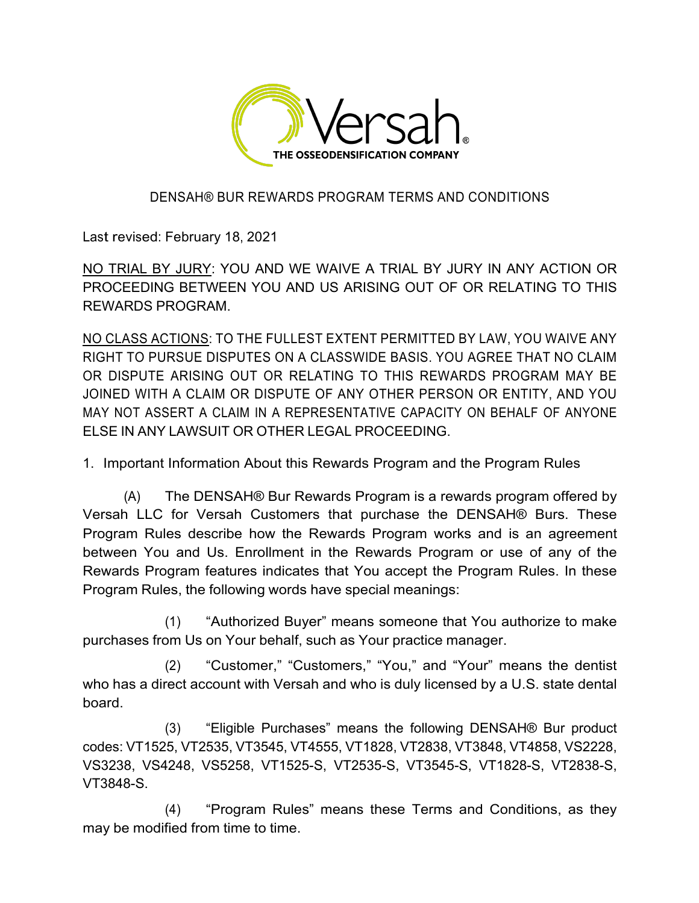Versah®

THE OSSEODENSIFICATION COMPANY

# DENSAH® BUR REWARDS PROGRAM TERMS AND CONDITIONS

Last revised: February 18, 2021

<u>NO TRIAL BY JURY</u>: YOU AND WE WAIVE A TRIAL BY JURY IN ANY ACTION OR PROCEEDING BETWEEN YOU AND US ARISING OUT OF OR RELATING TO THIS REWARDS PROGRAM.

<u>NO CLASS ACTIONS</u>: TO THE FULLEST EXTENT PERMITTED BY LAW, YOU WAIVE ANY RIGHT TO PURSUE DISPUTES ON A CLASSWIDE BASIS. YOU AGREE THAT NO CLAIM OR DISPUTE ARISING OUT OR RELATING TO THIS REWARDS PROGRAM MAY BE JOINED WITH A CLAIM OR DISPUTE OF ANY OTHER PERSON OR ENTITY, AND YOU MAY NOT ASSERT A CLAIM IN A REPRESENTATIVE CAPACITY ON BEHALF OF ANYONE ELSE IN ANY LAWSUIT OR OTHER LEGAL PROCEEDING.

1. Important Information About this Rewards Program and the Program Rules

(A) The DENSAH® Bur Rewards Program is a rewards program offered by Versah LLC for Versah Customers that purchase the DENSAH® Burs. These Program Rules describe how the Rewards Program works and is an agreement between You and Us. Enrollment in the Rewards Program or use of any of the Rewards Program features indicates that You accept the Program Rules. In these Program Rules, the following words have special meanings:

(1) "Authorized Buyer" means someone that You authorize to make purchases from Us on Your behalf, such as Your practice manager.

(2) "Customer," "Customers," "You," and "Your" means the dentist who has a direct account with Versah and who is duly licensed by a U.S. state dental board.

(3) "Eligible Purchases" means the following DENSAH® Bur product codes: VT1525, VT2535, VT3545, VT4555, VT1828, VT2838, VT3848, VT4858, VS2228, VS3238, VS4248, VS5258, VT1525-S, VT2535-S, VT3545-S, VT1828-S, VT2838-S, VT3848-S.

(4) "Program Rules" means these Terms and Conditions, as they may be modified from time to time.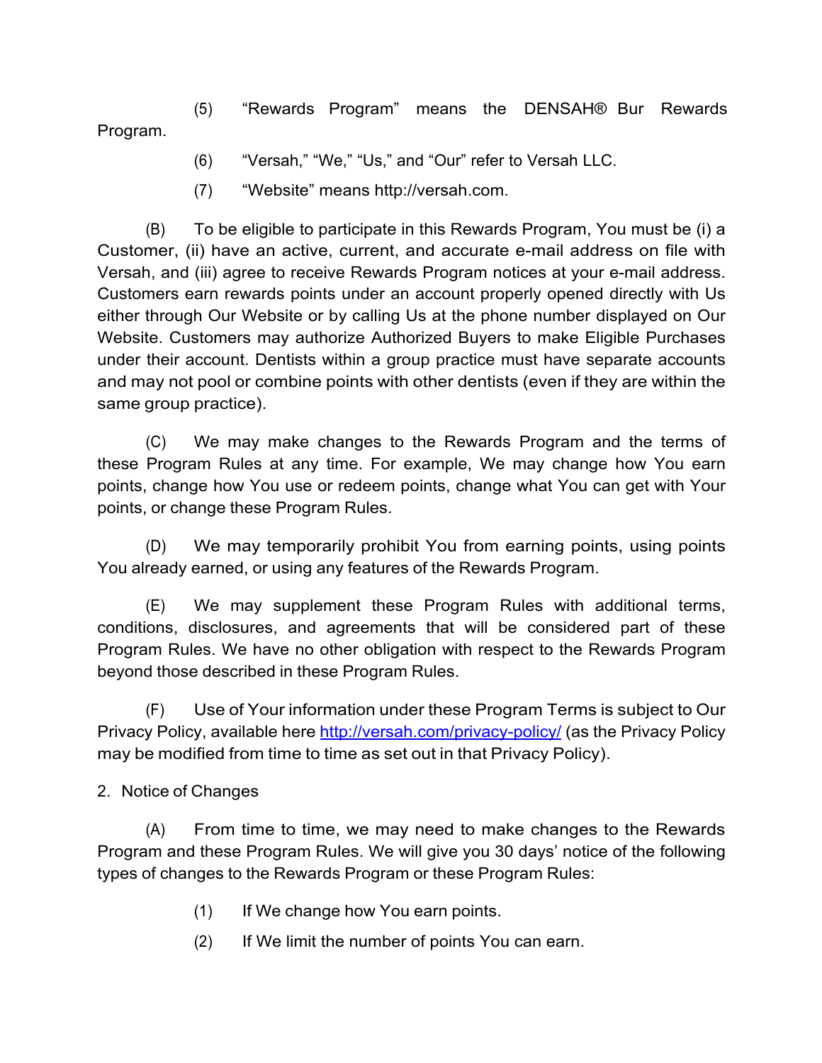(5) "Rewards Program" means the DENSAH® Bur Rewards Program.

(6) "Versah," "We," "Us," and "Our" refer to Versah LLC.

(7) "Website" means http://versah.com.

(B) To be eligible to participate in this Rewards Program, You must be (i) a Customer, (ii) have an active, current, and accurate e-mail address on file with Versah, and (iii) agree to receive Rewards Program notices at your e-mail address. Customers earn rewards points under an account properly opened directly with Us either through Our Website or by calling Us at the phone number displayed on Our Website. Customers may authorize Authorized Buyers to make Eligible Purchases under their account. Dentists within a group practice must have separate accounts and may not pool or combine points with other dentists (even if they are within the same group practice).

(C) We may make changes to the Rewards Program and the terms of these Program Rules at any time. For example, We may change how You earn points, change how You use or redeem points, change what You can get with Your points, or change these Program Rules.

(D) We may temporarily prohibit You from earning points, using points You already earned, or using any features of the Rewards Program.

(E) We may supplement these Program Rules with additional terms, conditions, disclosures, and agreements that will be considered part of these Program Rules. We have no other obligation with respect to the Rewards Program beyond those described in these Program Rules.

(F) Use of Your information under these Program Terms is subject to Our Privacy Policy, available here [http://versah.com/privacy-policy/](http://versah.com/privacy-policy/) (as the Privacy Policy may be modified from time to time as set out in that Privacy Policy).

2. Notice of Changes

(A) From time to time, we may need to make changes to the Rewards Program and these Program Rules. We will give you 30 days' notice of the following types of changes to the Rewards Program or these Program Rules:

(1) If We change how You earn points.

(2) If We limit the number of points You can earn.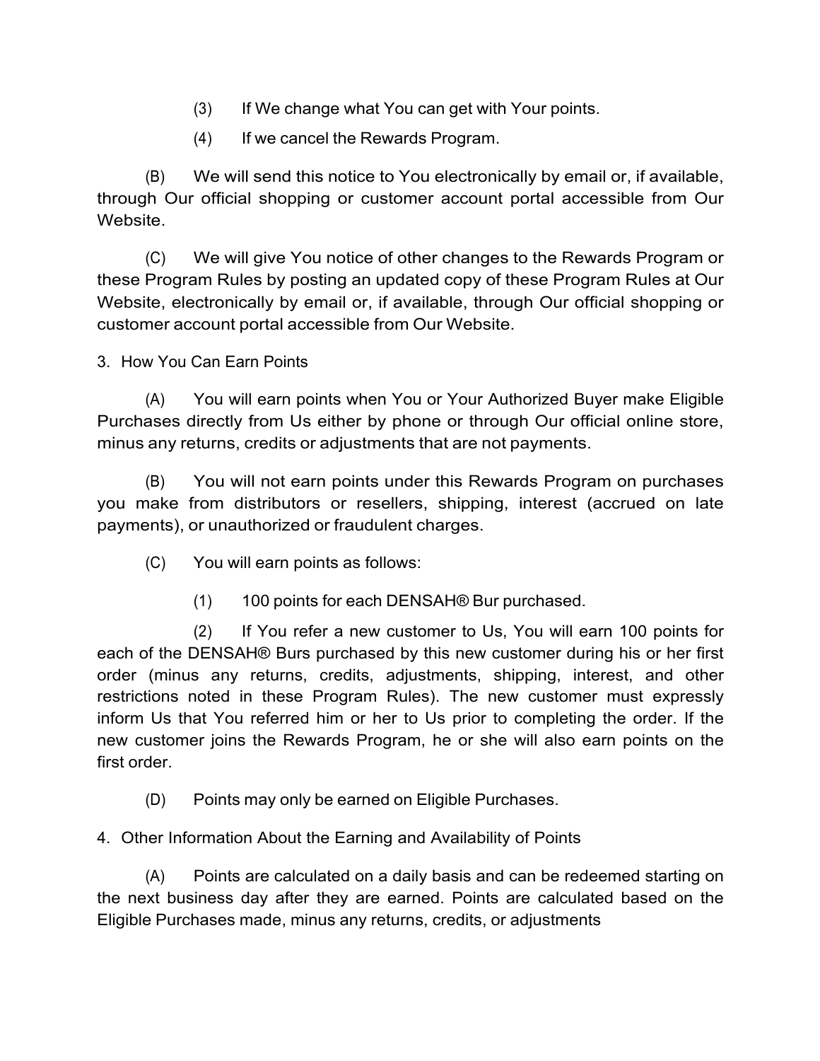(3) If We change what You can get with Your points.

(4) If we cancel the Rewards Program.

(B) We will send this notice to You electronically by email or, if available, through Our official shopping or customer account portal accessible from Our Website.

(C) We will give You notice of other changes to the Rewards Program or these Program Rules by posting an updated copy of these Program Rules at Our Website, electronically by email or, if available, through Our official shopping or customer account portal accessible from Our Website.

3. How You Can Earn Points

(A) You will earn points when You or Your Authorized Buyer make Eligible Purchases directly from Us either by phone or through Our official online store, minus any returns, credits or adjustments that are not payments.

(B) You will not earn points under this Rewards Program on purchases you make from distributors or resellers, shipping, interest (accrued on late payments), or unauthorized or fraudulent charges.

(C) You will earn points as follows:

(1) 100 points for each DENSAH® Bur purchased.

(2) If You refer a new customer to Us, You will earn 100 points for each of the DENSAH® Burs purchased by this new customer during his or her first order (minus any returns, credits, adjustments, shipping, interest, and other restrictions noted in these Program Rules). The new customer must expressly inform Us that You referred him or her to Us prior to completing the order. If the new customer joins the Rewards Program, he or she will also earn points on the first order.

(D) Points may only be earned on Eligible Purchases.

4. Other Information About the Earning and Availability of Points

(A) Points are calculated on a daily basis and can be redeemed starting on the next business day after they are earned. Points are calculated based on the Eligible Purchases made, minus any returns, credits, or adjustments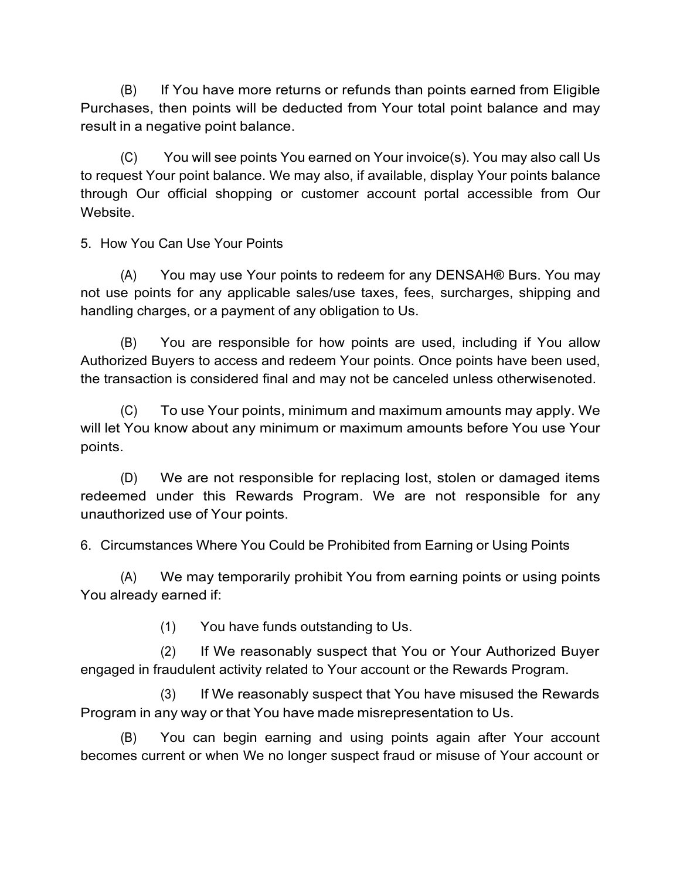(B) If You have more returns or refunds than points earned from Eligible Purchases, then points will be deducted from Your total point balance and may result in a negative point balance.

(C) You will see points You earned on Your invoice(s). You may also call Us to request Your point balance. We may also, if available, display Your points balance through Our official shopping or customer account portal accessible from Our Website.

5. How You Can Use Your Points

(A) You may use Your points to redeem for any DENSAH® Burs. You may not use points for any applicable sales/use taxes, fees, surcharges, shipping and handling charges, or a payment of any obligation to Us.

(B) You are responsible for how points are used, including if You allow Authorized Buyers to access and redeem Your points. Once points have been used, the transaction is considered final and may not be canceled unless otherwisenoted.

(C) To use Your points, minimum and maximum amounts may apply. We will let You know about any minimum or maximum amounts before You use Your points.

(D) We are not responsible for replacing lost, stolen or damaged items redeemed under this Rewards Program. We are not responsible for any unauthorized use of Your points.

6. Circumstances Where You Could be Prohibited from Earning or Using Points

(A) We may temporarily prohibit You from earning points or using points You already earned if:

(1) You have funds outstanding to Us.

(2) If We reasonably suspect that You or Your Authorized Buyer engaged in fraudulent activity related to Your account or the Rewards Program.

(3) If We reasonably suspect that You have misused the Rewards Program in any way or that You have made misrepresentation to Us.

(B) You can begin earning and using points again after Your account becomes current or when We no longer suspect fraud or misuse of Your account or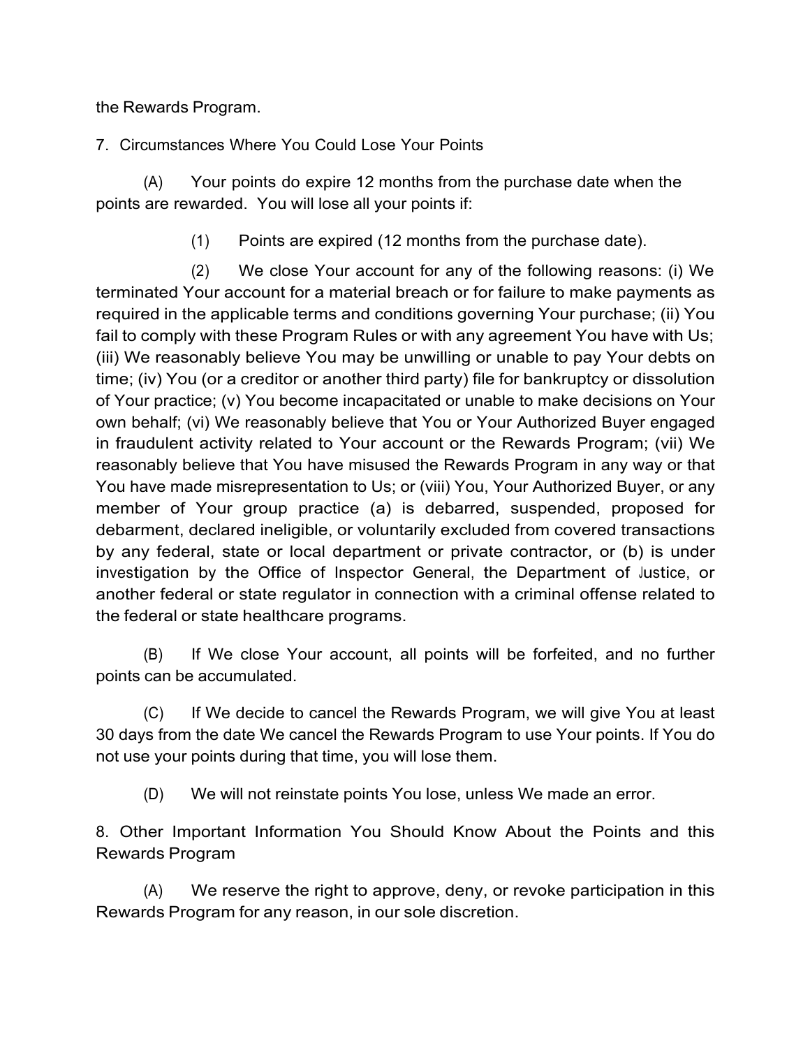the Rewards Program.

7. Circumstances Where You Could Lose Your Points

(A) Your points do expire 12 months from the purchase date when the points are rewarded. You will lose all your points if:

(1) Points are expired (12 months from the purchase date).

(2) We close Your account for any of the following reasons: (i) We terminated Your account for a material breach or for failure to make payments as required in the applicable terms and conditions governing Your purchase; (ii) You fail to comply with these Program Rules or with any agreement You have with Us; (iii) We reasonably believe You may be unwilling or unable to pay Your debts on time; (iv) You (or a creditor or another third party) file for bankruptcy or dissolution of Your practice; (v) You become incapacitated or unable to make decisions on Your own behalf; (vi) We reasonably believe that You or Your Authorized Buyer engaged in fraudulent activity related to Your account or the Rewards Program; (vii) We reasonably believe that You have misused the Rewards Program in any way or that You have made misrepresentation to Us; or (viii) You, Your Authorized Buyer, or any member of Your group practice (a) is debarred, suspended, proposed for debarment, declared ineligible, or voluntarily excluded from covered transactions by any federal, state or local department or private contractor, or (b) is under investigation by the Office of Inspector General, the Department of Justice, or another federal or state regulator in connection with a criminal offense related to the federal or state healthcare programs.

(B) If We close Your account, all points will be forfeited, and no further points can be accumulated.

(C) If We decide to cancel the Rewards Program, we will give You at least 30 days from the date We cancel the Rewards Program to use Your points. If You do not use your points during that time, you will lose them.

(D) We will not reinstate points You lose, unless We made an error.

8. Other Important Information You Should Know About the Points and this Rewards Program

(A) We reserve the right to approve, deny, or revoke participation in this Rewards Program for any reason, in our sole discretion.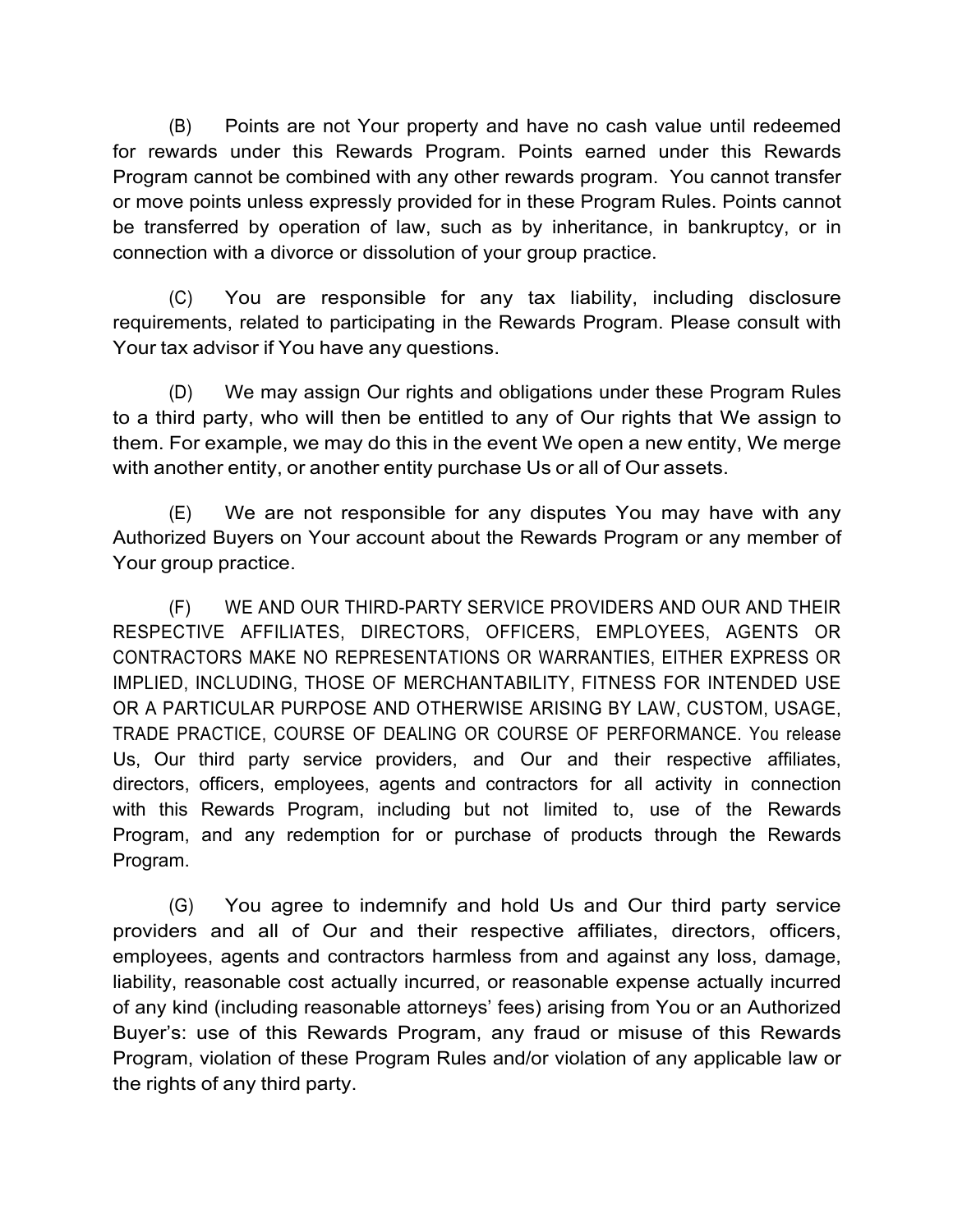(B) Points are not Your property and have no cash value until redeemed for rewards under this Rewards Program. Points earned under this Rewards Program cannot be combined with any other rewards program. You cannot transfer or move points unless expressly provided for in these Program Rules. Points cannot be transferred by operation of law, such as by inheritance, in bankruptcy, or in connection with a divorce or dissolution of your group practice.

(C) You are responsible for any tax liability, including disclosure requirements, related to participating in the Rewards Program. Please consult with Your tax advisor if You have any questions.

(D) We may assign Our rights and obligations under these Program Rules to a third party, who will then be entitled to any of Our rights that We assign to them. For example, we may do this in the event We open a new entity, We merge with another entity, or another entity purchase Us or all of Our assets.

(E) We are not responsible for any disputes You may have with any Authorized Buyers on Your account about the Rewards Program or any member of Your group practice.

(F) WE AND OUR THIRD-PARTY SERVICE PROVIDERS AND OUR AND THEIR RESPECTIVE AFFILIATES, DIRECTORS, OFFICERS, EMPLOYEES, AGENTS OR CONTRACTORS MAKE NO REPRESENTATIONS OR WARRANTIES, EITHER EXPRESS OR IMPLIED, INCLUDING, THOSE OF MERCHANTABILITY, FITNESS FOR INTENDED USE OR A PARTICULAR PURPOSE AND OTHERWISE ARISING BY LAW, CUSTOM, USAGE, TRADE PRACTICE, COURSE OF DEALING OR COURSE OF PERFORMANCE. You release Us, Our third party service providers, and Our and their respective affiliates, directors, officers, employees, agents and contractors for all activity in connection with this Rewards Program, including but not limited to, use of the Rewards Program, and any redemption for or purchase of products through the Rewards Program.

(G) You agree to indemnify and hold Us and Our third party service providers and all of Our and their respective affiliates, directors, officers, employees, agents and contractors harmless from and against any loss, damage, liability, reasonable cost actually incurred, or reasonable expense actually incurred of any kind (including reasonable attorneys' fees) arising from You or an Authorized Buyer's: use of this Rewards Program, any fraud or misuse of this Rewards Program, violation of these Program Rules and/or violation of any applicable law or the rights of any third party.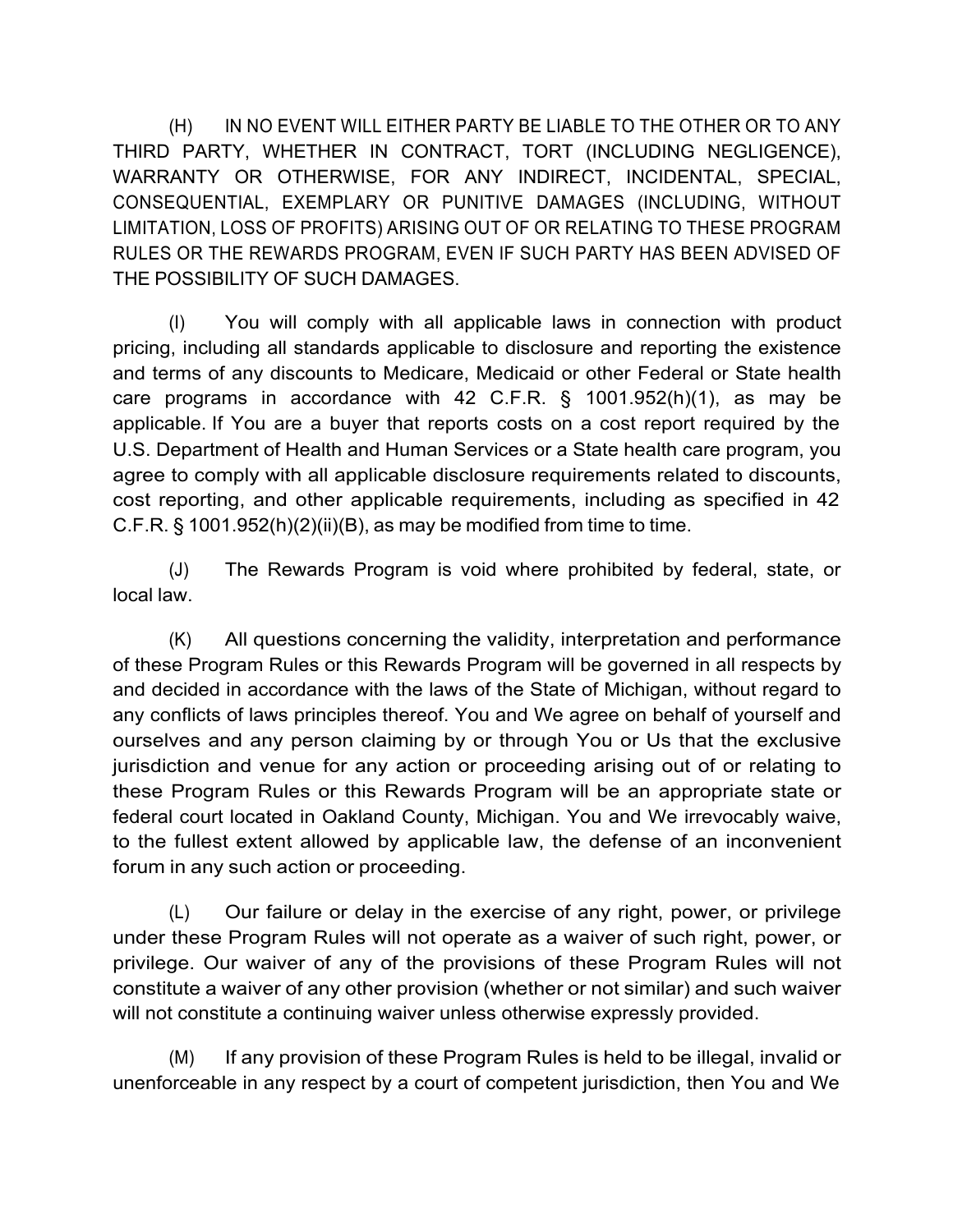(H) IN NO EVENT WILL EITHER PARTY BE LIABLE TO THE OTHER OR TO ANY THIRD PARTY, WHETHER IN CONTRACT, TORT (INCLUDING NEGLIGENCE), WARRANTY OR OTHERWISE, FOR ANY INDIRECT, INCIDENTAL, SPECIAL, CONSEQUENTIAL, EXEMPLARY OR PUNITIVE DAMAGES (INCLUDING, WITHOUT LIMITATION, LOSS OF PROFITS) ARISING OUT OF OR RELATING TO THESE PROGRAM RULES OR THE REWARDS PROGRAM, EVEN IF SUCH PARTY HAS BEEN ADVISED OF THE POSSIBILITY OF SUCH DAMAGES.

(I) You will comply with all applicable laws in connection with product pricing, including all standards applicable to disclosure and reporting the existence and terms of any discounts to Medicare, Medicaid or other Federal or State health care programs in accordance with 42 C.F.R. § 1001.952(h)(1), as may be applicable. If You are a buyer that reports costs on a cost report required by the U.S. Department of Health and Human Services or a State health care program, you agree to comply with all applicable disclosure requirements related to discounts, cost reporting, and other applicable requirements, including as specified in 42 C.F.R. § 1001.952(h)(2)(ii)(B), as may be modified from time to time.

(J) The Rewards Program is void where prohibited by federal, state, or local law.

(K) All questions concerning the validity, interpretation and performance of these Program Rules or this Rewards Program will be governed in all respects by and decided in accordance with the laws of the State of Michigan, without regard to any conflicts of laws principles thereof. You and We agree on behalf of yourself and ourselves and any person claiming by or through You or Us that the exclusive jurisdiction and venue for any action or proceeding arising out of or relating to these Program Rules or this Rewards Program will be an appropriate state or federal court located in Oakland County, Michigan. You and We irrevocably waive, to the fullest extent allowed by applicable law, the defense of an inconvenient forum in any such action or proceeding.

(L) Our failure or delay in the exercise of any right, power, or privilege under these Program Rules will not operate as a waiver of such right, power, or privilege. Our waiver of any of the provisions of these Program Rules will not constitute a waiver of any other provision (whether or not similar) and such waiver will not constitute a continuing waiver unless otherwise expressly provided.

(M) If any provision of these Program Rules is held to be illegal, invalid or unenforceable in any respect by a court of competent jurisdiction, then You and We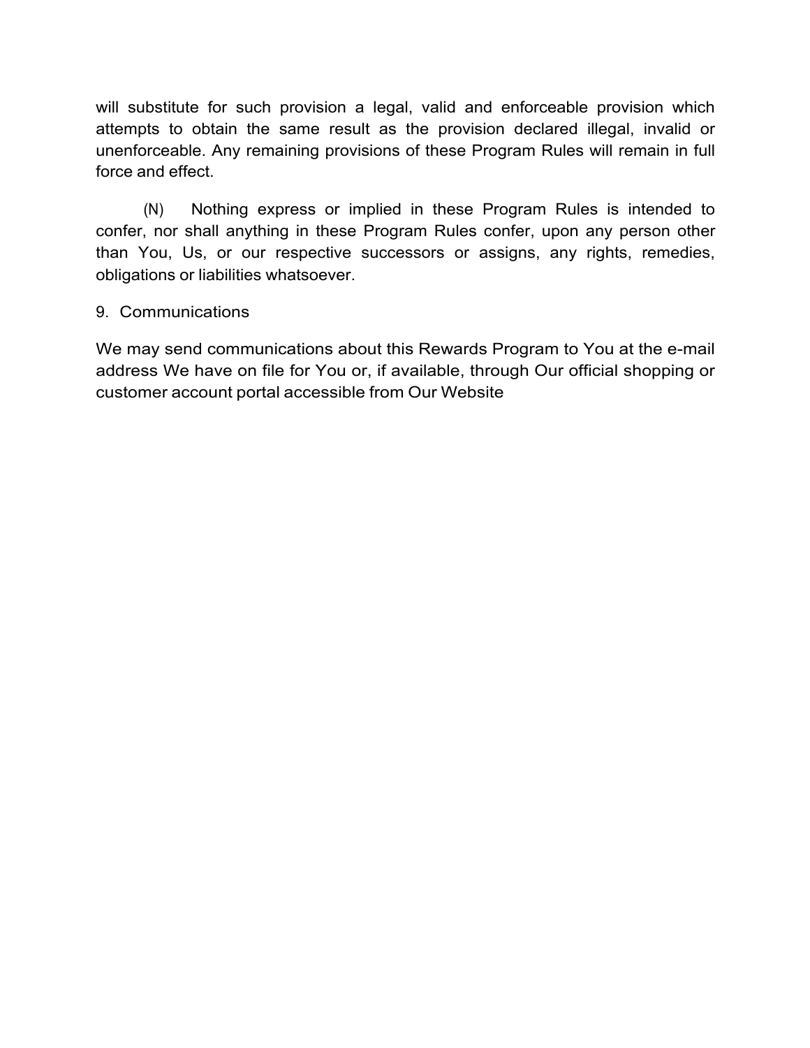will substitute for such provision a legal, valid and enforceable provision which attempts to obtain the same result as the provision declared illegal, invalid or unenforceable. Any remaining provisions of these Program Rules will remain in full force and effect.

(N) Nothing express or implied in these Program Rules is intended to confer, nor shall anything in these Program Rules confer, upon any person other than You, Us, or our respective successors or assigns, any rights, remedies, obligations or liabilities whatsoever.

9. Communications

We may send communications about this Rewards Program to You at the e-mail address We have on file for You or, if available, through Our official shopping or customer account portal accessible from Our Website